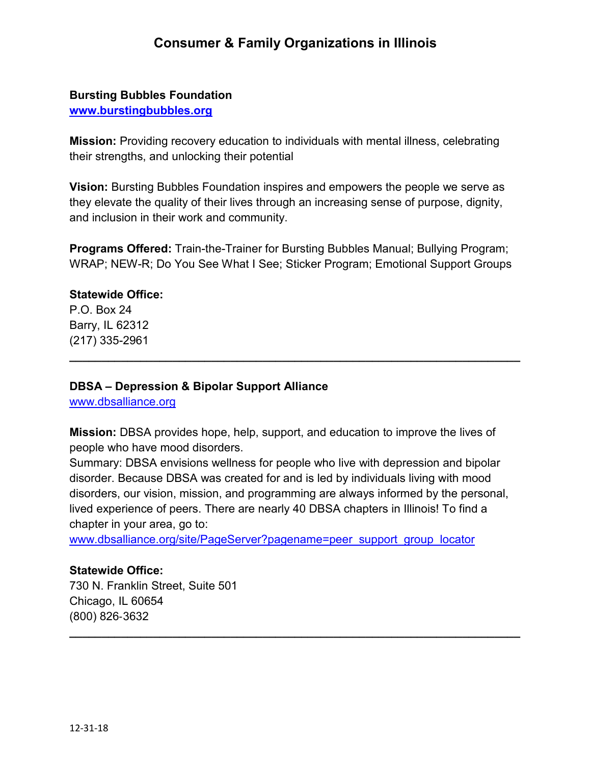# Consumer & Family Organizations in Illinois

**Bursting Bubbles Foundation**
**www.burstingbubbles.org**

**Mission:** Providing recovery education to individuals with mental illness, celebrating their strengths, and unlocking their potential

**Vision:** Bursting Bubbles Foundation inspires and empowers the people we serve as they elevate the quality of their lives through an increasing sense of purpose, dignity, and inclusion in their work and community.

**Programs Offered:** Train-the-Trainer for Bursting Bubbles Manual; Bullying Program; WRAP; NEW-R; Do You See What I See; Sticker Program; Emotional Support Groups

**Statewide Office:**
P.O. Box 24
Barry, IL 62312
(217) 335-2961

---

**DBSA – Depression & Bipolar Support Alliance**
www.dbsalliance.org

**Mission:** DBSA provides hope, help, support, and education to improve the lives of people who have mood disorders.
Summary: DBSA envisions wellness for people who live with depression and bipolar disorder. Because DBSA was created for and is led by individuals living with mood disorders, our vision, mission, and programming are always informed by the personal, lived experience of peers. There are nearly 40 DBSA chapters in Illinois! To find a chapter in your area, go to:
www.dbsalliance.org/site/PageServer?pagename=peer_support_group_locator

**Statewide Office:**
730 N. Franklin Street, Suite 501
Chicago, IL 60654
(800) 826-3632

---

12-31-18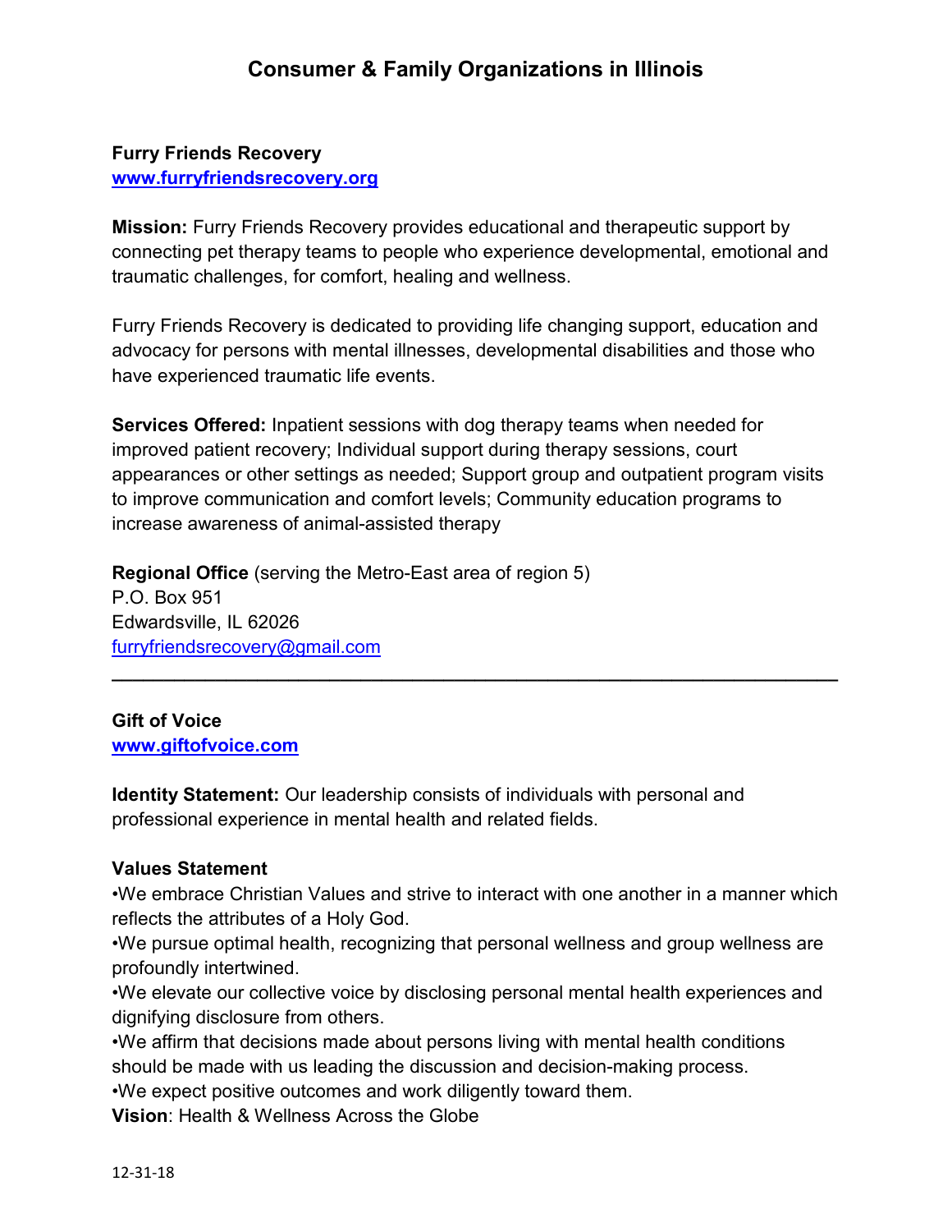# Consumer & Family Organizations in Illinois

**Furry Friends Recovery**
**[www.furryfriendsrecovery.org](http://www.furryfriendsrecovery.org)**

**Mission:** Furry Friends Recovery provides educational and therapeutic support by connecting pet therapy teams to people who experience developmental, emotional and traumatic challenges, for comfort, healing and wellness.

Furry Friends Recovery is dedicated to providing life changing support, education and advocacy for persons with mental illnesses, developmental disabilities and those who have experienced traumatic life events.

**Services Offered:** Inpatient sessions with dog therapy teams when needed for improved patient recovery; Individual support during therapy sessions, court appearances or other settings as needed; Support group and outpatient program visits to improve communication and comfort levels; Community education programs to increase awareness of animal-assisted therapy

**Regional Office** (serving the Metro-East area of region 5)
P.O. Box 951
Edwardsville, IL 62026
[furryfriendsrecovery@gmail.com](mailto:furryfriendsrecovery@gmail.com)

---

**Gift of Voice**
**[www.giftofvoice.com](http://www.giftofvoice.com)**

**Identity Statement:** Our leadership consists of individuals with personal and professional experience in mental health and related fields.

**Values Statement**
•We embrace Christian Values and strive to interact with one another in a manner which reflects the attributes of a Holy God.
•We pursue optimal health, recognizing that personal wellness and group wellness are profoundly intertwined.
•We elevate our collective voice by disclosing personal mental health experiences and dignifying disclosure from others.
•We affirm that decisions made about persons living with mental health conditions should be made with us leading the discussion and decision-making process.
•We expect positive outcomes and work diligently toward them.
**Vision**: Health & Wellness Across the Globe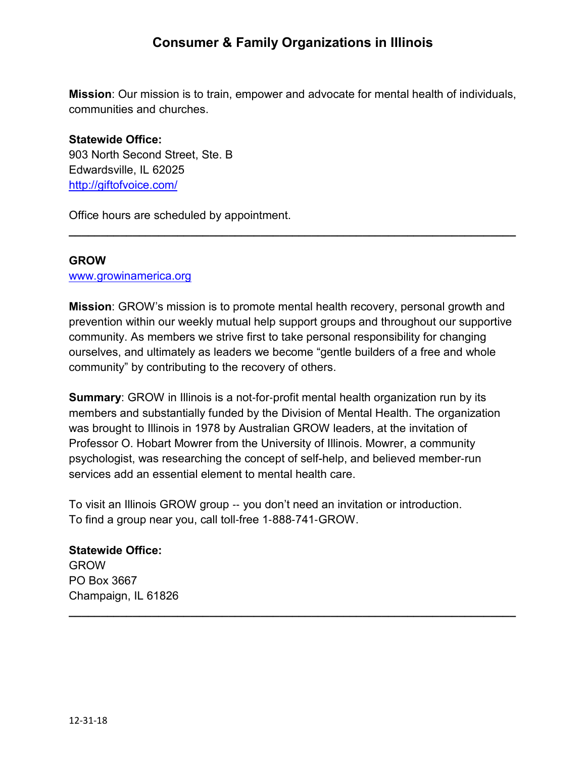# Consumer & Family Organizations in Illinois

**Mission**: Our mission is to train, empower and advocate for mental health of individuals, communities and churches.

**Statewide Office:**
903 North Second Street, Ste. B
Edwardsville, IL 62025
http://giftofvoice.com/

Office hours are scheduled by appointment.

---

**GROW**
www.growinamerica.org

**Mission**: GROW's mission is to promote mental health recovery, personal growth and prevention within our weekly mutual help support groups and throughout our supportive community. As members we strive first to take personal responsibility for changing ourselves, and ultimately as leaders we become "gentle builders of a free and whole community" by contributing to the recovery of others.

**Summary**: GROW in Illinois is a not-for-profit mental health organization run by its members and substantially funded by the Division of Mental Health. The organization was brought to Illinois in 1978 by Australian GROW leaders, at the invitation of Professor O. Hobart Mowrer from the University of Illinois. Mowrer, a community psychologist, was researching the concept of self-help, and believed member-run services add an essential element to mental health care.

To visit an Illinois GROW group -- you don't need an invitation or introduction.
To find a group near you, call toll-free 1-888-741-GROW.

**Statewide Office:**
GROW
PO Box 3667
Champaign, IL 61826

---

12-31-18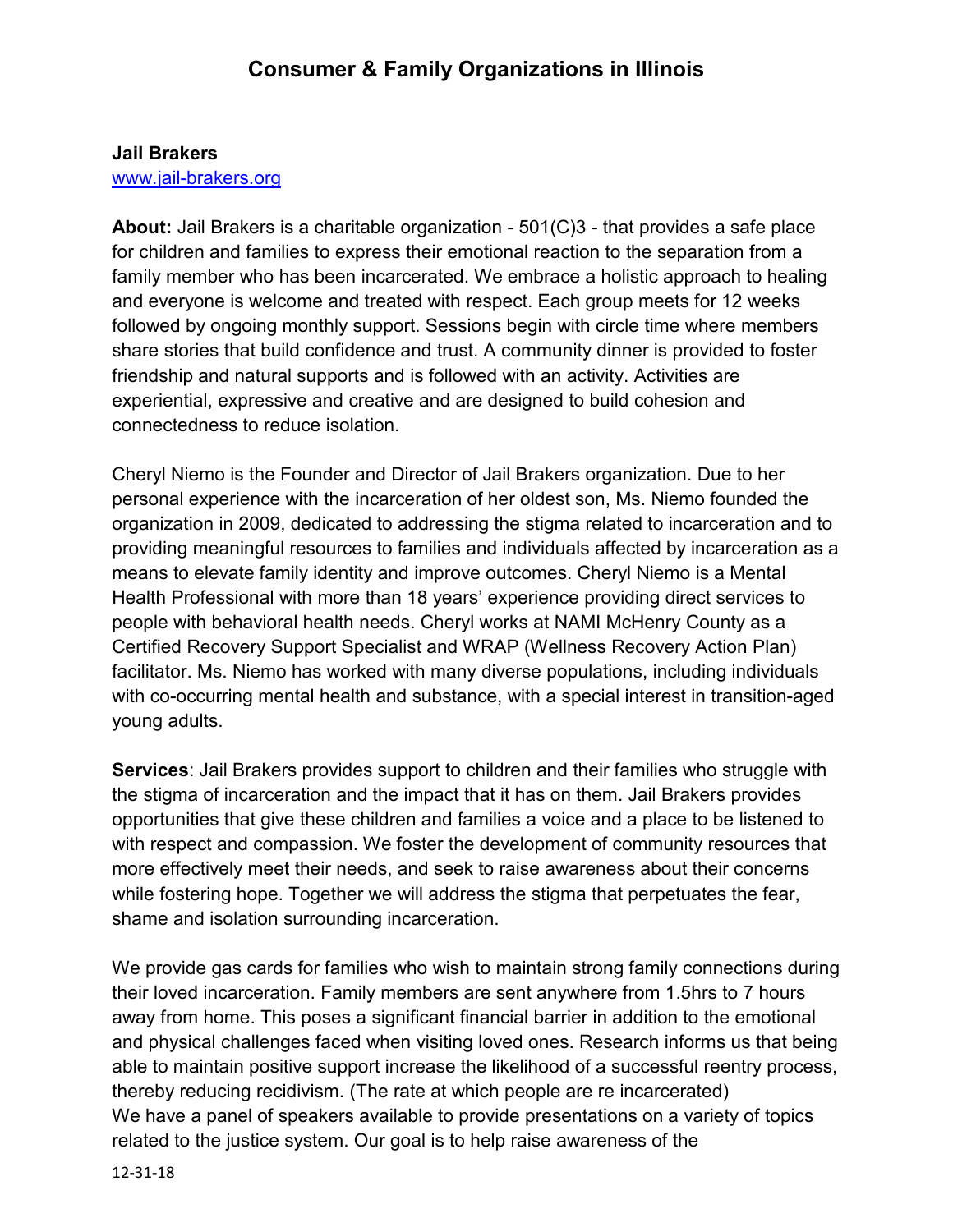# Consumer & Family Organizations in Illinois

**Jail Brakers**
www.jail-brakers.org

**About:** Jail Brakers is a charitable organization - 501(C)3 - that provides a safe place for children and families to express their emotional reaction to the separation from a family member who has been incarcerated. We embrace a holistic approach to healing and everyone is welcome and treated with respect. Each group meets for 12 weeks followed by ongoing monthly support. Sessions begin with circle time where members share stories that build confidence and trust. A community dinner is provided to foster friendship and natural supports and is followed with an activity. Activities are experiential, expressive and creative and are designed to build cohesion and connectedness to reduce isolation.

Cheryl Niemo is the Founder and Director of Jail Brakers organization. Due to her personal experience with the incarceration of her oldest son, Ms. Niemo founded the organization in 2009, dedicated to addressing the stigma related to incarceration and to providing meaningful resources to families and individuals affected by incarceration as a means to elevate family identity and improve outcomes. Cheryl Niemo is a Mental Health Professional with more than 18 years' experience providing direct services to people with behavioral health needs. Cheryl works at NAMI McHenry County as a Certified Recovery Support Specialist and WRAP (Wellness Recovery Action Plan) facilitator. Ms. Niemo has worked with many diverse populations, including individuals with co-occurring mental health and substance, with a special interest in transition-aged young adults.

**Services**: Jail Brakers provides support to children and their families who struggle with the stigma of incarceration and the impact that it has on them. Jail Brakers provides opportunities that give these children and families a voice and a place to be listened to with respect and compassion. We foster the development of community resources that more effectively meet their needs, and seek to raise awareness about their concerns while fostering hope. Together we will address the stigma that perpetuates the fear, shame and isolation surrounding incarceration.

We provide gas cards for families who wish to maintain strong family connections during their loved incarceration. Family members are sent anywhere from 1.5hrs to 7 hours away from home. This poses a significant financial barrier in addition to the emotional and physical challenges faced when visiting loved ones. Research informs us that being able to maintain positive support increase the likelihood of a successful reentry process, thereby reducing recidivism. (The rate at which people are re incarcerated)
We have a panel of speakers available to provide presentations on a variety of topics related to the justice system. Our goal is to help raise awareness of the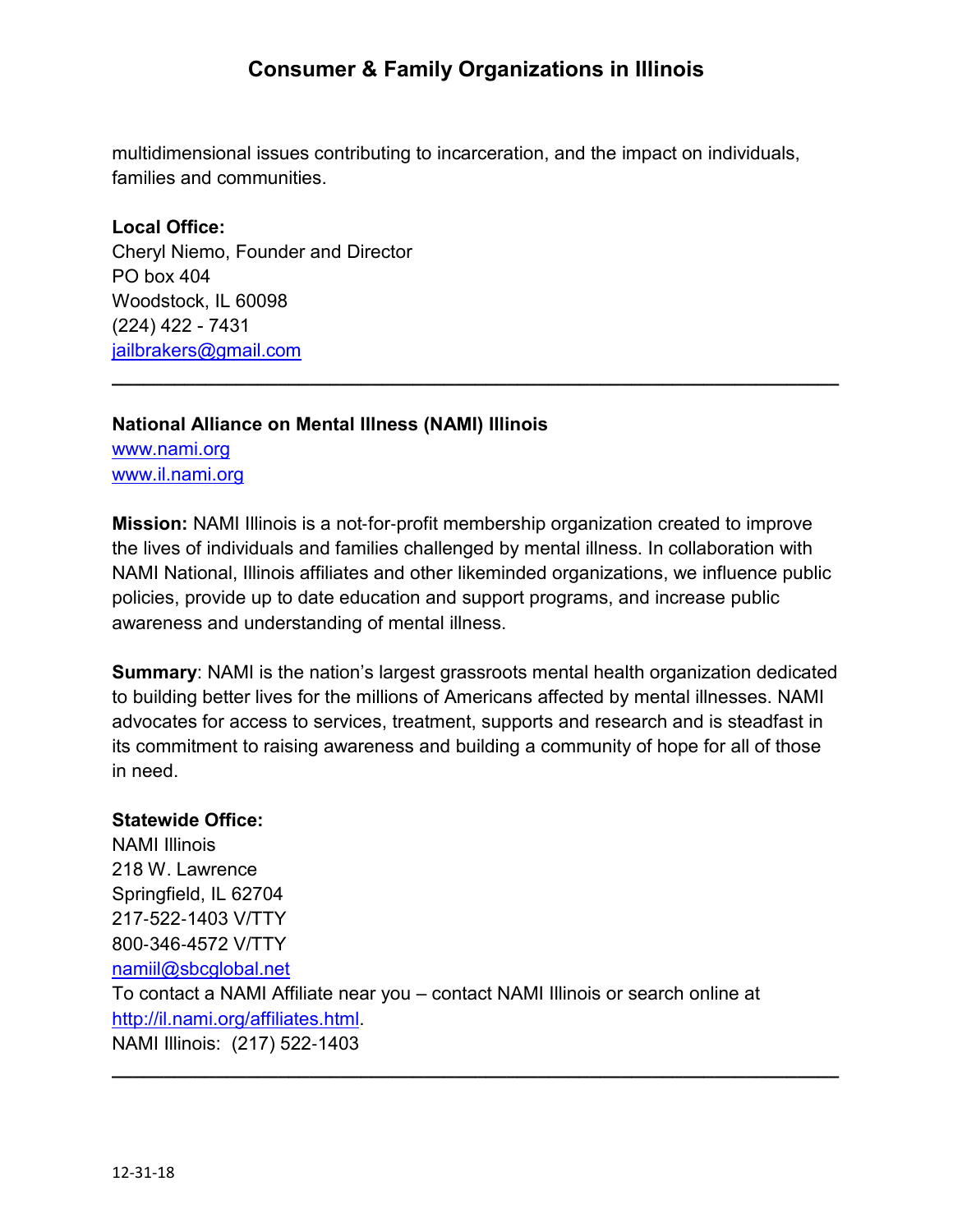multidimensional issues contributing to incarceration, and the impact on individuals, families and communities.

**Local Office:**
Cheryl Niemo, Founder and Director
PO box 404
Woodstock, IL 60098
(224) 422 - 7431
jailbrakers@gmail.com

---

**National Alliance on Mental Illness (NAMI) Illinois**
www.nami.org
www.il.nami.org

**Mission:** NAMI Illinois is a not-for-profit membership organization created to improve the lives of individuals and families challenged by mental illness. In collaboration with NAMI National, Illinois affiliates and other likeminded organizations, we influence public policies, provide up to date education and support programs, and increase public awareness and understanding of mental illness.

**Summary**: NAMI is the nation's largest grassroots mental health organization dedicated to building better lives for the millions of Americans affected by mental illnesses. NAMI advocates for access to services, treatment, supports and research and is steadfast in its commitment to raising awareness and building a community of hope for all of those in need.

**Statewide Office:**
NAMI Illinois
218 W. Lawrence
Springfield, IL 62704
217-522-1403 V/TTY
800-346-4572 V/TTY
namiil@sbcglobal.net
To contact a NAMI Affiliate near you – contact NAMI Illinois or search online at http://il.nami.org/affiliates.html.
NAMI Illinois: (217) 522-1403

---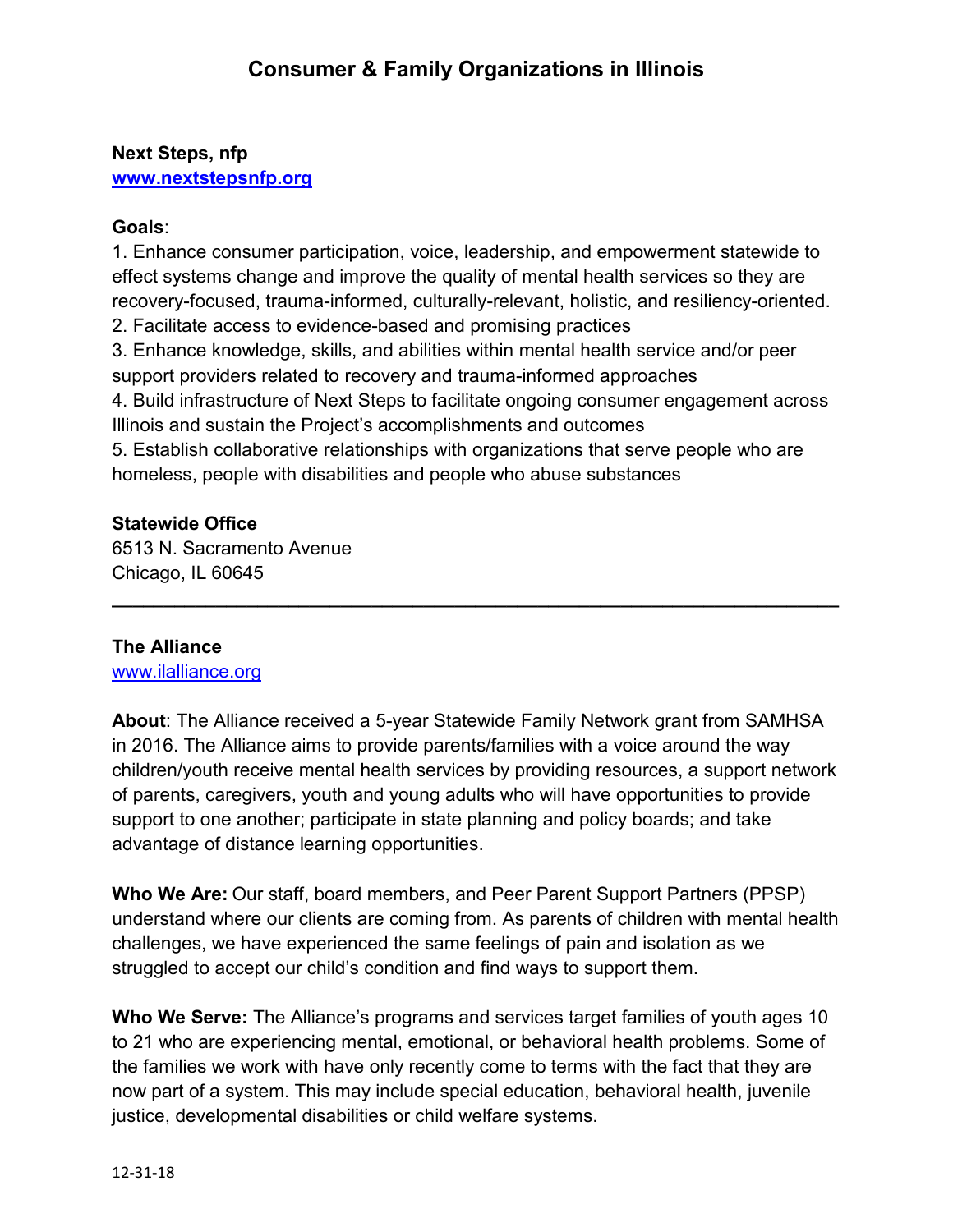# Consumer & Family Organizations in Illinois

**Next Steps, nfp**
**[www.nextstepsnfp.org](http://www.nextstepsnfp.org)**

**Goals**:
1. Enhance consumer participation, voice, leadership, and empowerment statewide to effect systems change and improve the quality of mental health services so they are recovery-focused, trauma-informed, culturally-relevant, holistic, and resiliency-oriented.
2. Facilitate access to evidence-based and promising practices
3. Enhance knowledge, skills, and abilities within mental health service and/or peer support providers related to recovery and trauma-informed approaches
4. Build infrastructure of Next Steps to facilitate ongoing consumer engagement across Illinois and sustain the Project's accomplishments and outcomes
5. Establish collaborative relationships with organizations that serve people who are homeless, people with disabilities and people who abuse substances

**Statewide Office**
6513 N. Sacramento Avenue
Chicago, IL 60645

---

**The Alliance**
[www.ilalliance.org](http://www.ilalliance.org)

**About**: The Alliance received a 5-year Statewide Family Network grant from SAMHSA in 2016. The Alliance aims to provide parents/families with a voice around the way children/youth receive mental health services by providing resources, a support network of parents, caregivers, youth and young adults who will have opportunities to provide support to one another; participate in state planning and policy boards; and take advantage of distance learning opportunities.

**Who We Are:** Our staff, board members, and Peer Parent Support Partners (PPSP) understand where our clients are coming from. As parents of children with mental health challenges, we have experienced the same feelings of pain and isolation as we struggled to accept our child's condition and find ways to support them.

**Who We Serve:** The Alliance's programs and services target families of youth ages 10 to 21 who are experiencing mental, emotional, or behavioral health problems. Some of the families we work with have only recently come to terms with the fact that they are now part of a system. This may include special education, behavioral health, juvenile justice, developmental disabilities or child welfare systems.

12-31-18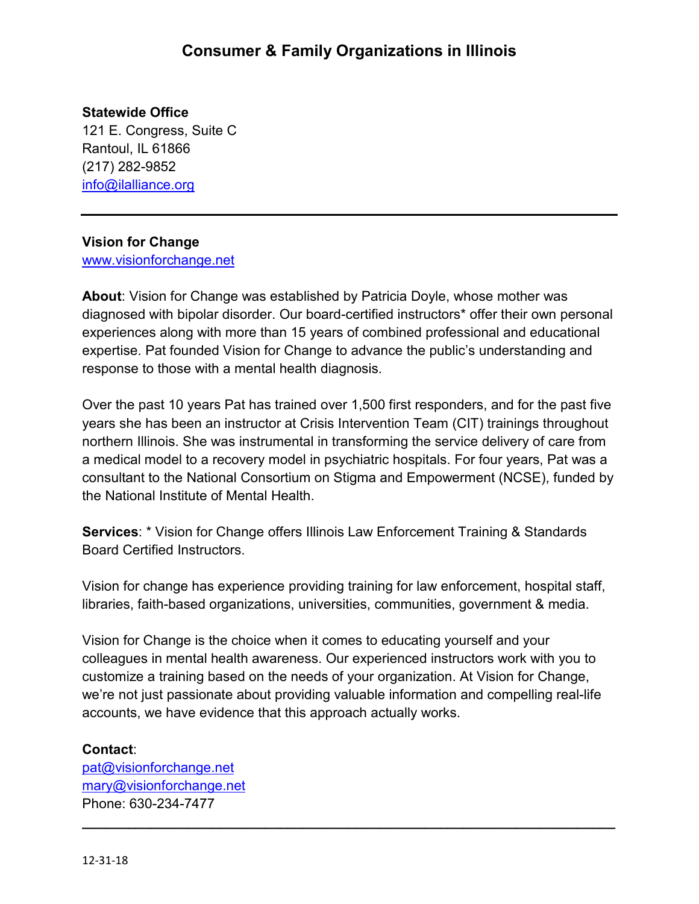# Consumer & Family Organizations in Illinois

**Statewide Office**
121 E. Congress, Suite C
Rantoul, IL 61866
(217) 282-9852
info@ilalliance.org

---

**Vision for Change**
www.visionforchange.net

**About**: Vision for Change was established by Patricia Doyle, whose mother was diagnosed with bipolar disorder. Our board-certified instructors* offer their own personal experiences along with more than 15 years of combined professional and educational expertise. Pat founded Vision for Change to advance the public's understanding and response to those with a mental health diagnosis.

Over the past 10 years Pat has trained over 1,500 first responders, and for the past five years she has been an instructor at Crisis Intervention Team (CIT) trainings throughout northern Illinois. She was instrumental in transforming the service delivery of care from a medical model to a recovery model in psychiatric hospitals. For four years, Pat was a consultant to the National Consortium on Stigma and Empowerment (NCSE), funded by the National Institute of Mental Health.

**Services**: * Vision for Change offers Illinois Law Enforcement Training & Standards Board Certified Instructors.

Vision for change has experience providing training for law enforcement, hospital staff, libraries, faith-based organizations, universities, communities, government & media.

Vision for Change is the choice when it comes to educating yourself and your colleagues in mental health awareness. Our experienced instructors work with you to customize a training based on the needs of your organization. At Vision for Change, we're not just passionate about providing valuable information and compelling real-life accounts, we have evidence that this approach actually works.

**Contact**:
pat@visionforchange.net
mary@visionforchange.net
Phone: 630-234-7477

---

12-31-18